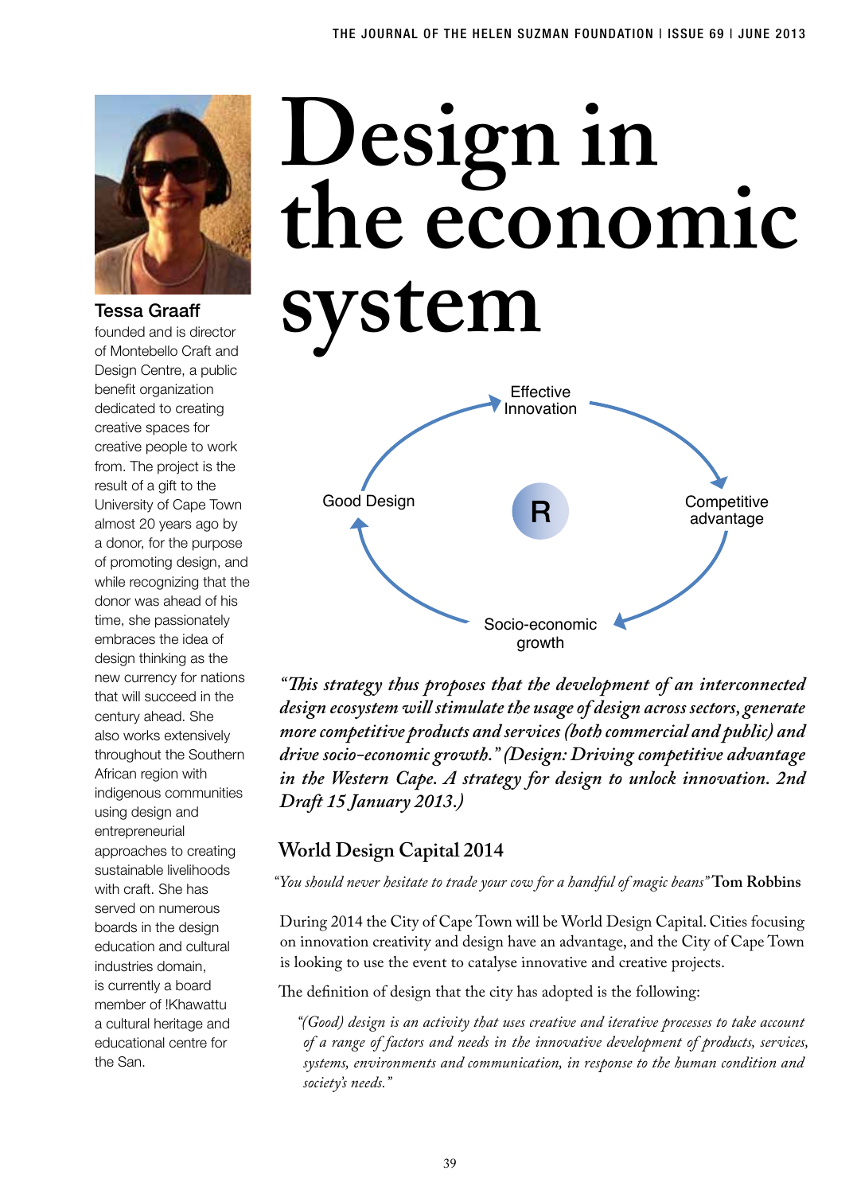# Design in the economic system

**Tessa Graaff** founded and is director of Montebello Craft and Design Centre, a public benefit organization dedicated to creating creative spaces for creative people to work from. The project is the result of a gift to the University of Cape Town almost 20 years ago by a donor, for the purpose of promoting design, and while recognizing that the donor was ahead of his time, she passionately embraces the idea of design thinking as the new currency for nations that will succeed in the century ahead. She also works extensively throughout the Southern African region with indigenous communities using design and entrepreneurial approaches to creating sustainable livelihoods with craft. She has served on numerous boards in the design education and cultural industries domain, is currently a board member of !Khawattu a cultural heritage and educational centre for the San.

Effective Innovation → Competitive advantage → Socio-economic growth → Good Design → Effective Innovation (R)

***"This strategy thus proposes that the development of an interconnected design ecosystem will stimulate the usage of design across sectors, generate more competitive products and services (both commercial and public) and drive socio-economic growth." (Design: Driving competitive advantage in the Western Cape. A strategy for design to unlock innovation. 2nd Draft 15 January 2013.)***

## World Design Capital 2014

*"You should never hesitate to trade your cow for a handful of magic beans"* **Tom Robbins**

During 2014 the City of Cape Town will be World Design Capital. Cities focusing on innovation creativity and design have an advantage, and the City of Cape Town is looking to use the event to catalyse innovative and creative projects.

The definition of design that the city has adopted is the following:

> *"(Good) design is an activity that uses creative and iterative processes to take account of a range of factors and needs in the innovative development of products, services, systems, environments and communication, in response to the human condition and society's needs."*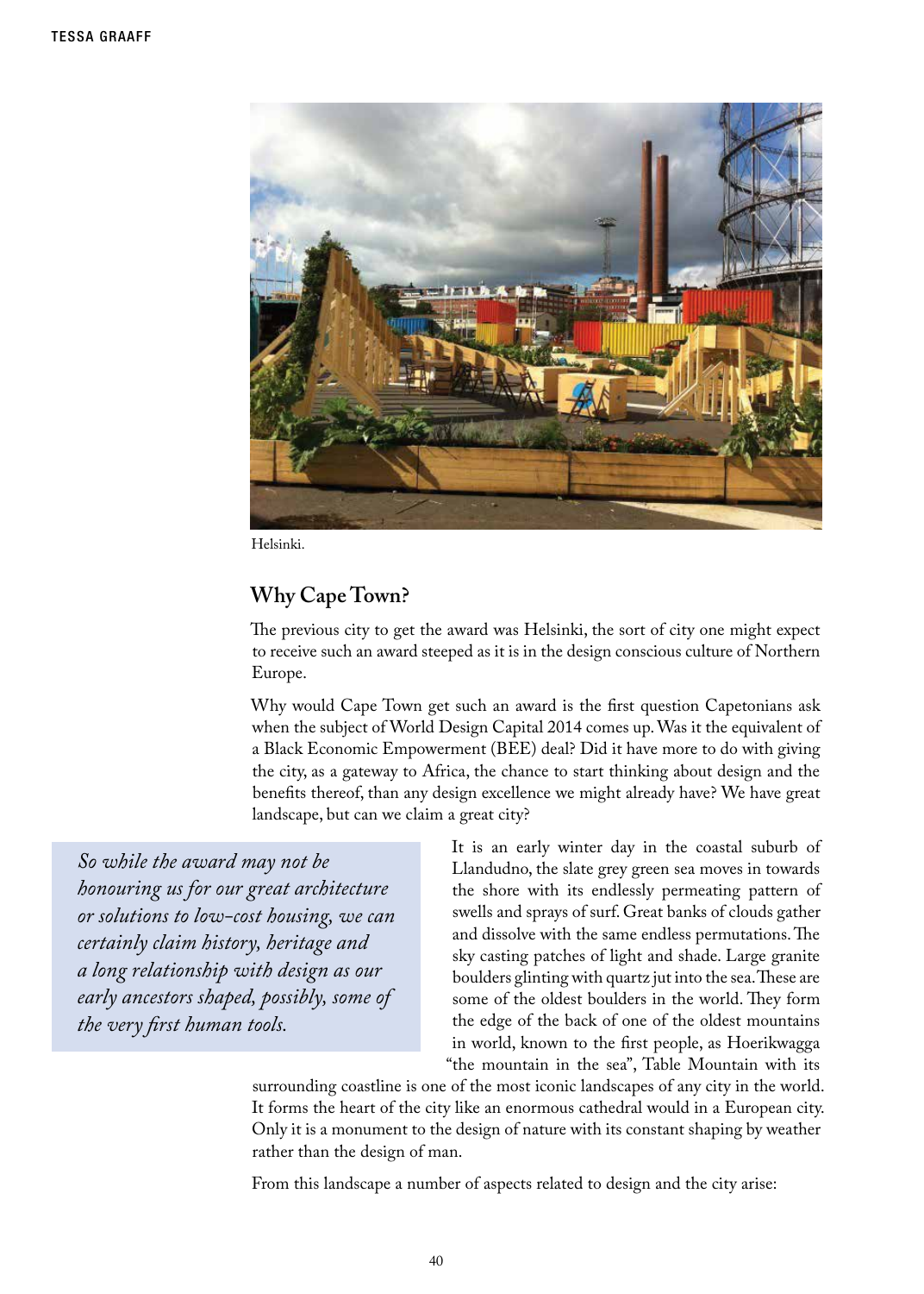Helsinki.

## Why Cape Town?

The previous city to get the award was Helsinki, the sort of city one might expect to receive such an award steeped as it is in the design conscious culture of Northern Europe.

Why would Cape Town get such an award is the first question Capetonians ask when the subject of World Design Capital 2014 comes up. Was it the equivalent of a Black Economic Empowerment (BEE) deal? Did it have more to do with giving the city, as a gateway to Africa, the chance to start thinking about design and the benefits thereof, than any design excellence we might already have? We have great landscape, but can we claim a great city?

> *So while the award may not be honouring us for our great architecture or solutions to low-cost housing, we can certainly claim history, heritage and a long relationship with design as our early ancestors shaped, possibly, some of the very first human tools.*

It is an early winter day in the coastal suburb of Llandudno, the slate grey green sea moves in towards the shore with its endlessly permeating pattern of swells and sprays of surf. Great banks of clouds gather and dissolve with the same endless permutations. The sky casting patches of light and shade. Large granite boulders glinting with quartz jut into the sea. These are some of the oldest boulders in the world. They form the edge of the back of one of the oldest mountains in world, known to the first people, as Hoerikwagga "the mountain in the sea", Table Mountain with its surrounding coastline is one of the most iconic landscapes of any city in the world. It forms the heart of the city like an enormous cathedral would in a European city. Only it is a monument to the design of nature with its constant shaping by weather rather than the design of man.

From this landscape a number of aspects related to design and the city arise: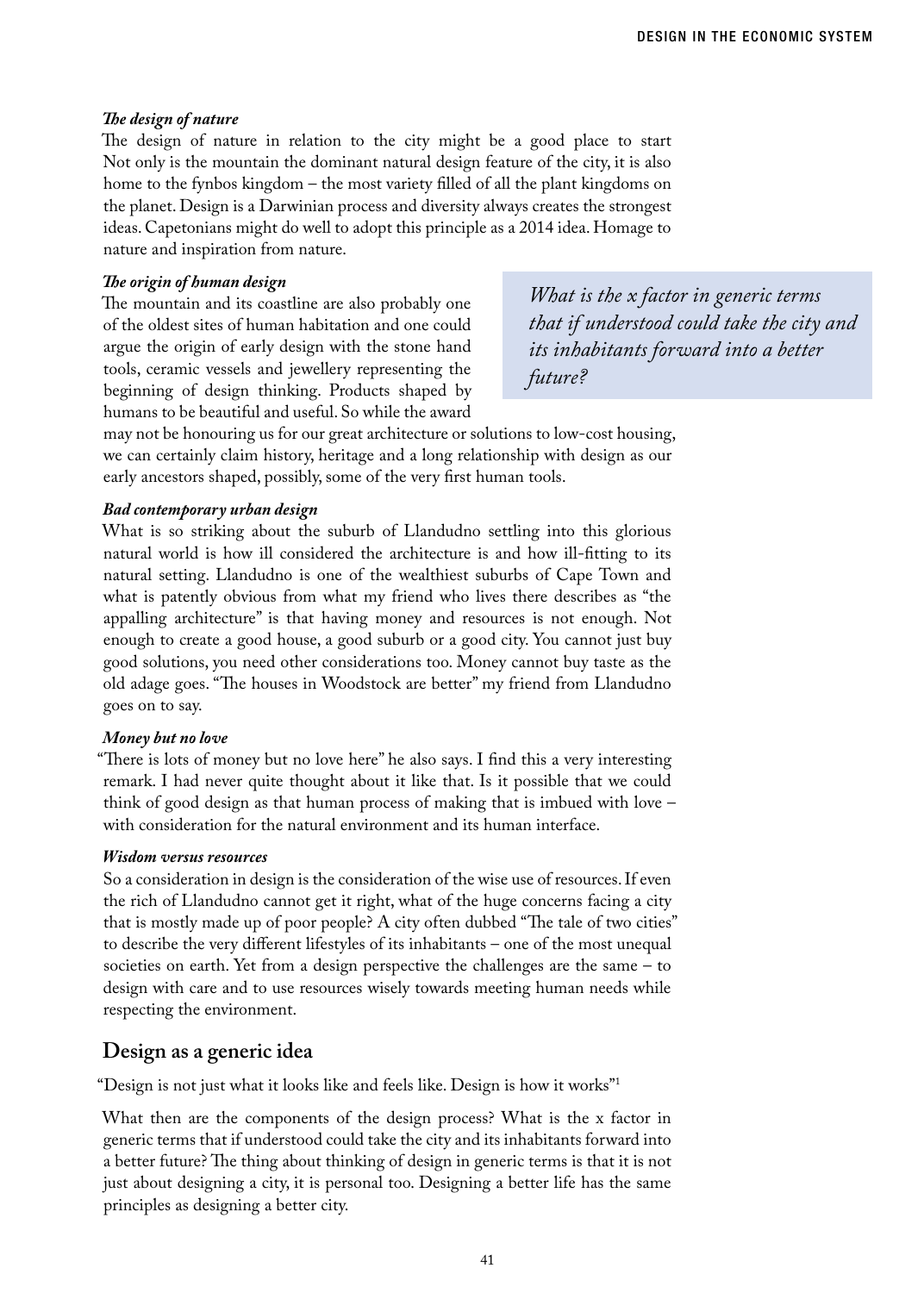### *The design of nature*

The design of nature in relation to the city might be a good place to start Not only is the mountain the dominant natural design feature of the city, it is also home to the fynbos kingdom – the most variety filled of all the plant kingdoms on the planet. Design is a Darwinian process and diversity always creates the strongest ideas. Capetonians might do well to adopt this principle as a 2014 idea. Homage to nature and inspiration from nature.

### *The origin of human design*

The mountain and its coastline are also probably one of the oldest sites of human habitation and one could argue the origin of early design with the stone hand tools, ceramic vessels and jewellery representing the beginning of design thinking. Products shaped by humans to be beautiful and useful. So while the award may not be honouring us for our great architecture or solutions to low-cost housing, we can certainly claim history, heritage and a long relationship with design as our early ancestors shaped, possibly, some of the very first human tools.

> *What is the x factor in generic terms that if understood could take the city and its inhabitants forward into a better future?*

### *Bad contemporary urban design*

What is so striking about the suburb of Llandudno settling into this glorious natural world is how ill considered the architecture is and how ill-fitting to its natural setting. Llandudno is one of the wealthiest suburbs of Cape Town and what is patently obvious from what my friend who lives there describes as "the appalling architecture" is that having money and resources is not enough. Not enough to create a good house, a good suburb or a good city. You cannot just buy good solutions, you need other considerations too. Money cannot buy taste as the old adage goes. "The houses in Woodstock are better" my friend from Llandudno goes on to say.

### *Money but no love*

"There is lots of money but no love here" he also says. I find this a very interesting remark. I had never quite thought about it like that. Is it possible that we could think of good design as that human process of making that is imbued with love – with consideration for the natural environment and its human interface.

### *Wisdom versus resources*

So a consideration in design is the consideration of the wise use of resources. If even the rich of Llandudno cannot get it right, what of the huge concerns facing a city that is mostly made up of poor people? A city often dubbed "The tale of two cities" to describe the very different lifestyles of its inhabitants – one of the most unequal societies on earth. Yet from a design perspective the challenges are the same – to design with care and to use resources wisely towards meeting human needs while respecting the environment.

## Design as a generic idea

"Design is not just what it looks like and feels like. Design is how it works"[1]

What then are the components of the design process? What is the x factor in generic terms that if understood could take the city and its inhabitants forward into a better future? The thing about thinking of design in generic terms is that it is not just about designing a city, it is personal too. Designing a better life has the same principles as designing a better city.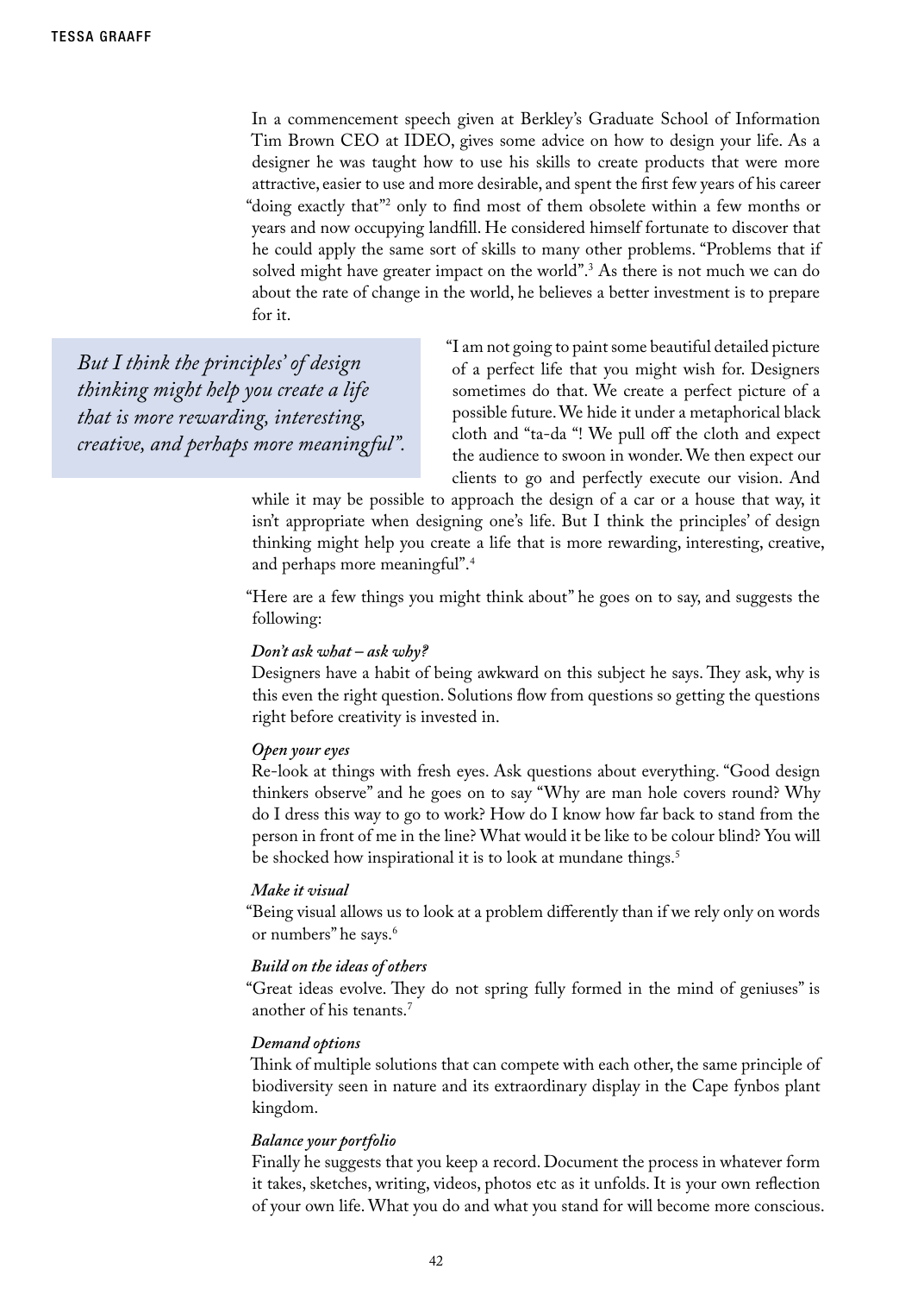In a commencement speech given at Berkley's Graduate School of Information Tim Brown CEO at IDEO, gives some advice on how to design your life. As a designer he was taught how to use his skills to create products that were more attractive, easier to use and more desirable, and spent the first few years of his career "doing exactly that"[2] only to find most of them obsolete within a few months or years and now occupying landfill. He considered himself fortunate to discover that he could apply the same sort of skills to many other problems. "Problems that if solved might have greater impact on the world".[3] As there is not much we can do about the rate of change in the world, he believes a better investment is to prepare for it.

> *But I think the principles' of design thinking might help you create a life that is more rewarding, interesting, creative, and perhaps more meaningful".*

"I am not going to paint some beautiful detailed picture of a perfect life that you might wish for. Designers sometimes do that. We create a perfect picture of a possible future. We hide it under a metaphorical black cloth and "ta-da "! We pull off the cloth and expect the audience to swoon in wonder. We then expect our clients to go and perfectly execute our vision. And while it may be possible to approach the design of a car or a house that way, it isn't appropriate when designing one's life. But I think the principles' of design thinking might help you create a life that is more rewarding, interesting, creative, and perhaps more meaningful".[4]

"Here are a few things you might think about" he goes on to say, and suggests the following:

***Don't ask what – ask why?***

Designers have a habit of being awkward on this subject he says. They ask, why is this even the right question. Solutions flow from questions so getting the questions right before creativity is invested in.

***Open your eyes***

Re-look at things with fresh eyes. Ask questions about everything. "Good design thinkers observe" and he goes on to say "Why are man hole covers round? Why do I dress this way to go to work? How do I know how far back to stand from the person in front of me in the line? What would it be like to be colour blind? You will be shocked how inspirational it is to look at mundane things.[5]

***Make it visual***

"Being visual allows us to look at a problem differently than if we rely only on words or numbers" he says.[6]

***Build on the ideas of others***

"Great ideas evolve. They do not spring fully formed in the mind of geniuses" is another of his tenants.[7]

***Demand options***

Think of multiple solutions that can compete with each other, the same principle of biodiversity seen in nature and its extraordinary display in the Cape fynbos plant kingdom.

***Balance your portfolio***

Finally he suggests that you keep a record. Document the process in whatever form it takes, sketches, writing, videos, photos etc as it unfolds. It is your own reflection of your own life. What you do and what you stand for will become more conscious.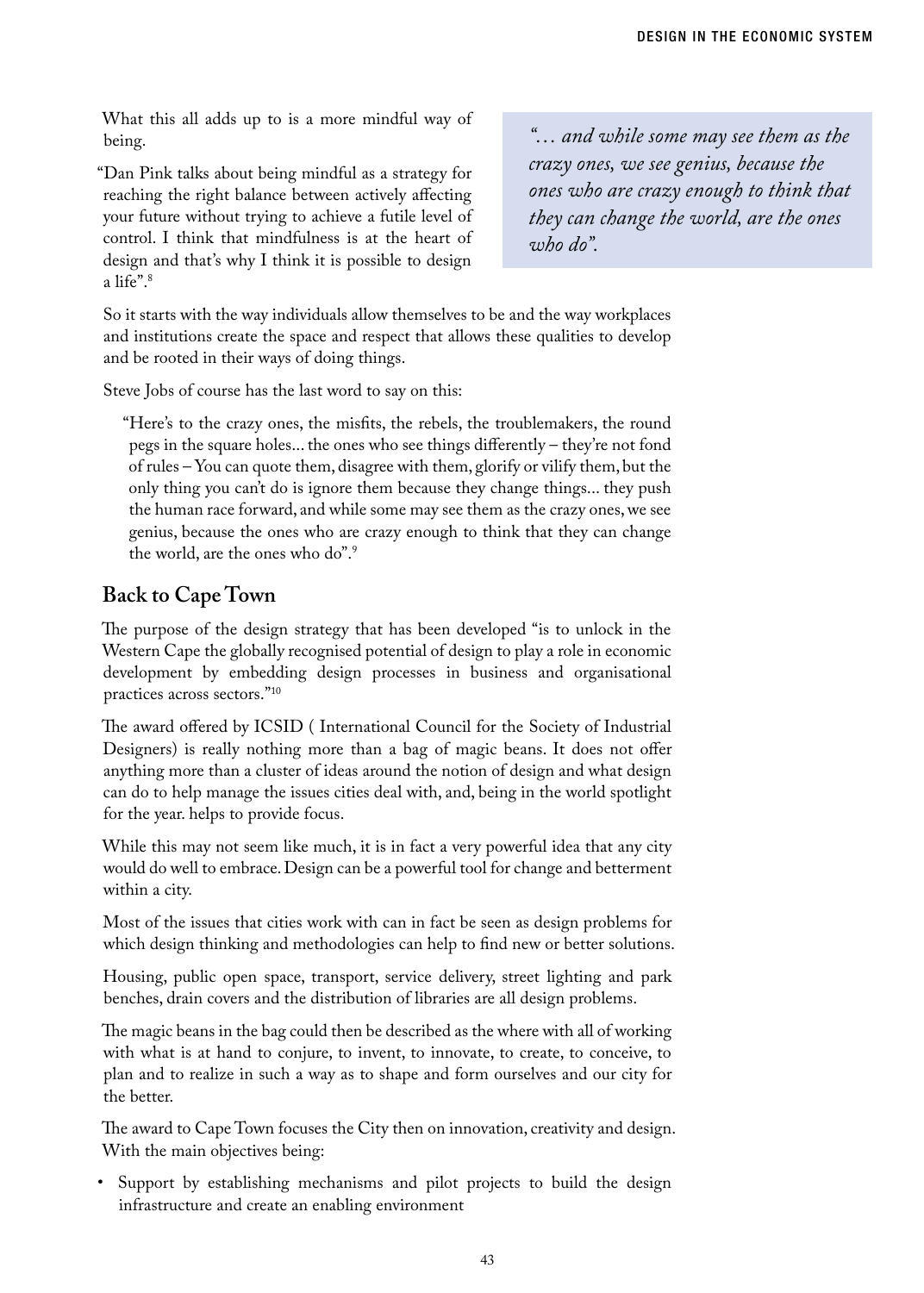What this all adds up to is a more mindful way of being.

"Dan Pink talks about being mindful as a strategy for reaching the right balance between actively affecting your future without trying to achieve a futile level of control. I think that mindfulness is at the heart of design and that's why I think it is possible to design a life".[8]

> *"… and while some may see them as the crazy ones, we see genius, because the ones who are crazy enough to think that they can change the world, are the ones who do".*

So it starts with the way individuals allow themselves to be and the way workplaces and institutions create the space and respect that allows these qualities to develop and be rooted in their ways of doing things.

Steve Jobs of course has the last word to say on this:

> "Here's to the crazy ones, the misfits, the rebels, the troublemakers, the round pegs in the square holes... the ones who see things differently – they're not fond of rules – You can quote them, disagree with them, glorify or vilify them, but the only thing you can't do is ignore them because they change things... they push the human race forward, and while some may see them as the crazy ones, we see genius, because the ones who are crazy enough to think that they can change the world, are the ones who do".[9]

## Back to Cape Town

The purpose of the design strategy that has been developed "is to unlock in the Western Cape the globally recognised potential of design to play a role in economic development by embedding design processes in business and organisational practices across sectors."[10]

The award offered by ICSID ( International Council for the Society of Industrial Designers) is really nothing more than a bag of magic beans. It does not offer anything more than a cluster of ideas around the notion of design and what design can do to help manage the issues cities deal with, and, being in the world spotlight for the year. helps to provide focus.

While this may not seem like much, it is in fact a very powerful idea that any city would do well to embrace. Design can be a powerful tool for change and betterment within a city.

Most of the issues that cities work with can in fact be seen as design problems for which design thinking and methodologies can help to find new or better solutions.

Housing, public open space, transport, service delivery, street lighting and park benches, drain covers and the distribution of libraries are all design problems.

The magic beans in the bag could then be described as the where with all of working with what is at hand to conjure, to invent, to innovate, to create, to conceive, to plan and to realize in such a way as to shape and form ourselves and our city for the better.

The award to Cape Town focuses the City then on innovation, creativity and design. With the main objectives being:

- Support by establishing mechanisms and pilot projects to build the design infrastructure and create an enabling environment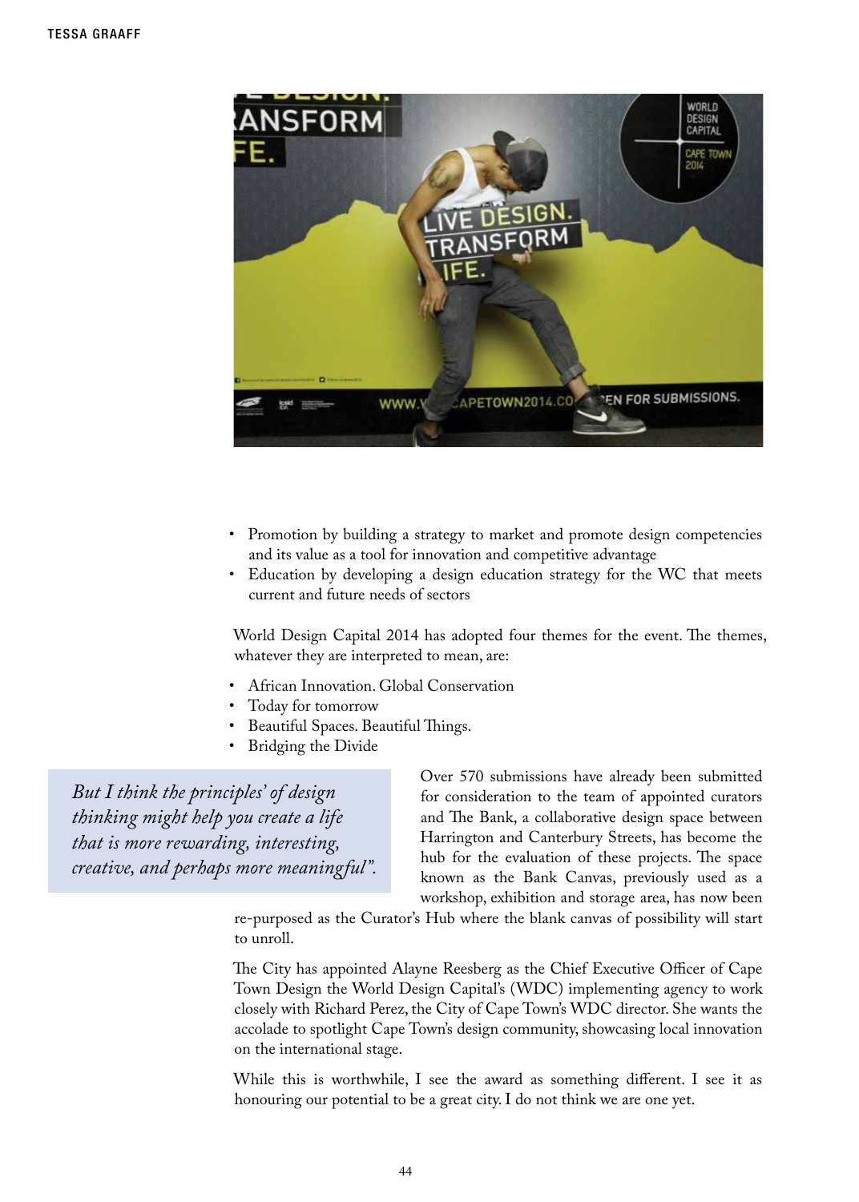- Promotion by building a strategy to market and promote design competencies and its value as a tool for innovation and competitive advantage
- Education by developing a design education strategy for the WC that meets current and future needs of sectors

World Design Capital 2014 has adopted four themes for the event. The themes, whatever they are interpreted to mean, are:

- African Innovation. Global Conservation
- Today for tomorrow
- Beautiful Spaces. Beautiful Things.
- Bridging the Divide

*But I think the principles' of design thinking might help you create a life that is more rewarding, interesting, creative, and perhaps more meaningful".*

Over 570 submissions have already been submitted for consideration to the team of appointed curators and The Bank, a collaborative design space between Harrington and Canterbury Streets, has become the hub for the evaluation of these projects. The space known as the Bank Canvas, previously used as a workshop, exhibition and storage area, has now been re-purposed as the Curator's Hub where the blank canvas of possibility will start to unroll.

The City has appointed Alayne Reesberg as the Chief Executive Officer of Cape Town Design the World Design Capital's (WDC) implementing agency to work closely with Richard Perez, the City of Cape Town's WDC director. She wants the accolade to spotlight Cape Town's design community, showcasing local innovation on the international stage.

While this is worthwhile, I see the award as something different. I see it as honouring our potential to be a great city. I do not think we are one yet.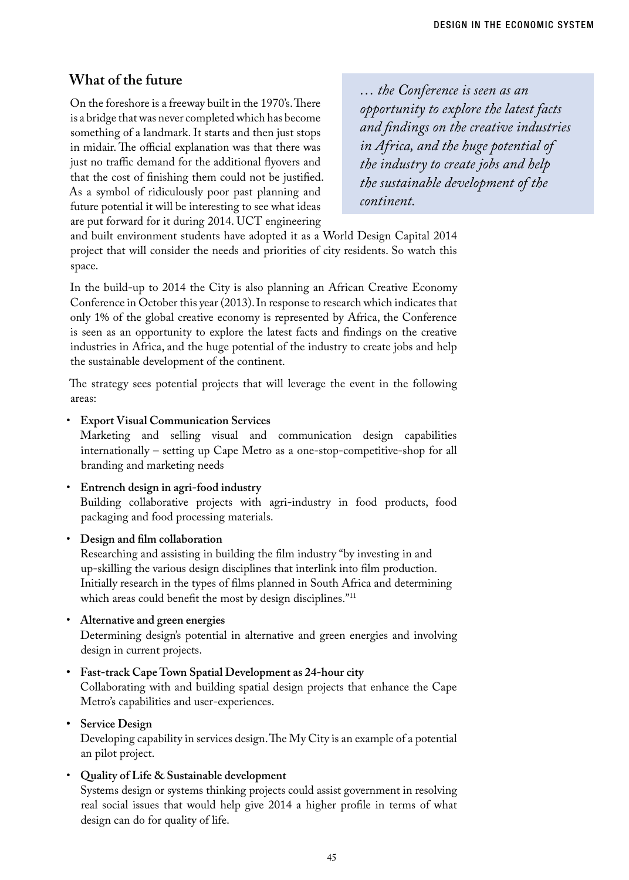## What of the future

On the foreshore is a freeway built in the 1970's. There is a bridge that was never completed which has become something of a landmark. It starts and then just stops in midair. The official explanation was that there was just no traffic demand for the additional flyovers and that the cost of finishing them could not be justified. As a symbol of ridiculously poor past planning and future potential it will be interesting to see what ideas are put forward for it during 2014. UCT engineering and built environment students have adopted it as a World Design Capital 2014 project that will consider the needs and priorities of city residents. So watch this space.

> *… the Conference is seen as an opportunity to explore the latest facts and findings on the creative industries in Africa, and the huge potential of the industry to create jobs and help the sustainable development of the continent.*

In the build-up to 2014 the City is also planning an African Creative Economy Conference in October this year (2013). In response to research which indicates that only 1% of the global creative economy is represented by Africa, the Conference is seen as an opportunity to explore the latest facts and findings on the creative industries in Africa, and the huge potential of the industry to create jobs and help the sustainable development of the continent.

The strategy sees potential projects that will leverage the event in the following areas:

- **Export Visual Communication Services**
  Marketing and selling visual and communication design capabilities internationally – setting up Cape Metro as a one-stop-competitive-shop for all branding and marketing needs
- **Entrench design in agri-food industry**
  Building collaborative projects with agri-industry in food products, food packaging and food processing materials.
- **Design and film collaboration**
  Researching and assisting in building the film industry "by investing in and up-skilling the various design disciplines that interlink into film production. Initially research in the types of films planned in South Africa and determining which areas could benefit the most by design disciplines."[11]
- **Alternative and green energies**
  Determining design's potential in alternative and green energies and involving design in current projects.
- **Fast-track Cape Town Spatial Development as 24-hour city**
  Collaborating with and building spatial design projects that enhance the Cape Metro's capabilities and user-experiences.
- **Service Design**
  Developing capability in services design. The My City is an example of a potential an pilot project.
- **Quality of Life & Sustainable development**
  Systems design or systems thinking projects could assist government in resolving real social issues that would help give 2014 a higher profile in terms of what design can do for quality of life.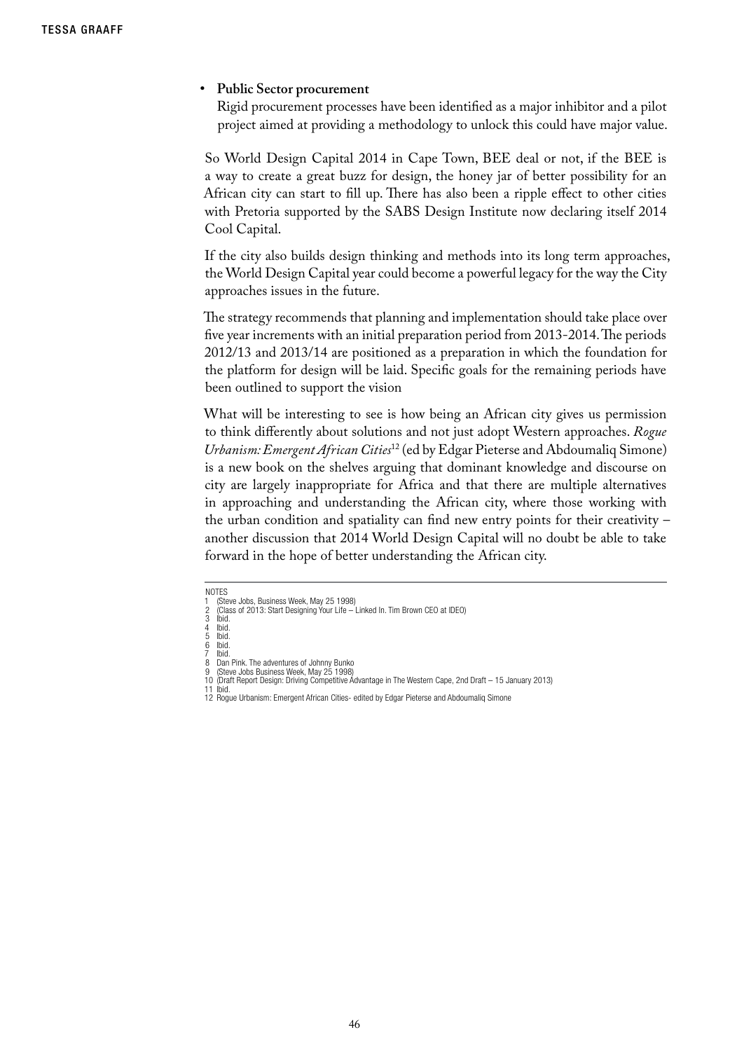- **Public Sector procurement**
  Rigid procurement processes have been identified as a major inhibitor and a pilot project aimed at providing a methodology to unlock this could have major value.

So World Design Capital 2014 in Cape Town, BEE deal or not, if the BEE is a way to create a great buzz for design, the honey jar of better possibility for an African city can start to fill up. There has also been a ripple effect to other cities with Pretoria supported by the SABS Design Institute now declaring itself 2014 Cool Capital.

If the city also builds design thinking and methods into its long term approaches, the World Design Capital year could become a powerful legacy for the way the City approaches issues in the future.

The strategy recommends that planning and implementation should take place over five year increments with an initial preparation period from 2013-2014. The periods 2012/13 and 2013/14 are positioned as a preparation in which the foundation for the platform for design will be laid. Specific goals for the remaining periods have been outlined to support the vision

What will be interesting to see is how being an African city gives us permission to think differently about solutions and not just adopt Western approaches. *Rogue Urbanism: Emergent African Cities*[12] (ed by Edgar Pieterse and Abdoumaliq Simone) is a new book on the shelves arguing that dominant knowledge and discourse on city are largely inappropriate for Africa and that there are multiple alternatives in approaching and understanding the African city, where those working with the urban condition and spatiality can find new entry points for their creativity – another discussion that 2014 World Design Capital will no doubt be able to take forward in the hope of better understanding the African city.

NOTES

1 (Steve Jobs, Business Week, May 25 1998)
2 (Class of 2013: Start Designing Your Life – Linked In. Tim Brown CEO at IDEO)
3 Ibid.
4 Ibid.
5 Ibid.
6 Ibid.
7 Ibid.
8 Dan Pink. The adventures of Johnny Bunko
9 (Steve Jobs Business Week, May 25 1998)
10 (Draft Report Design: Driving Competitive Advantage in The Western Cape, 2nd Draft – 15 January 2013)
11 Ibid.
12 Rogue Urbanism: Emergent African Cities- edited by Edgar Pieterse and Abdoumaliq Simone